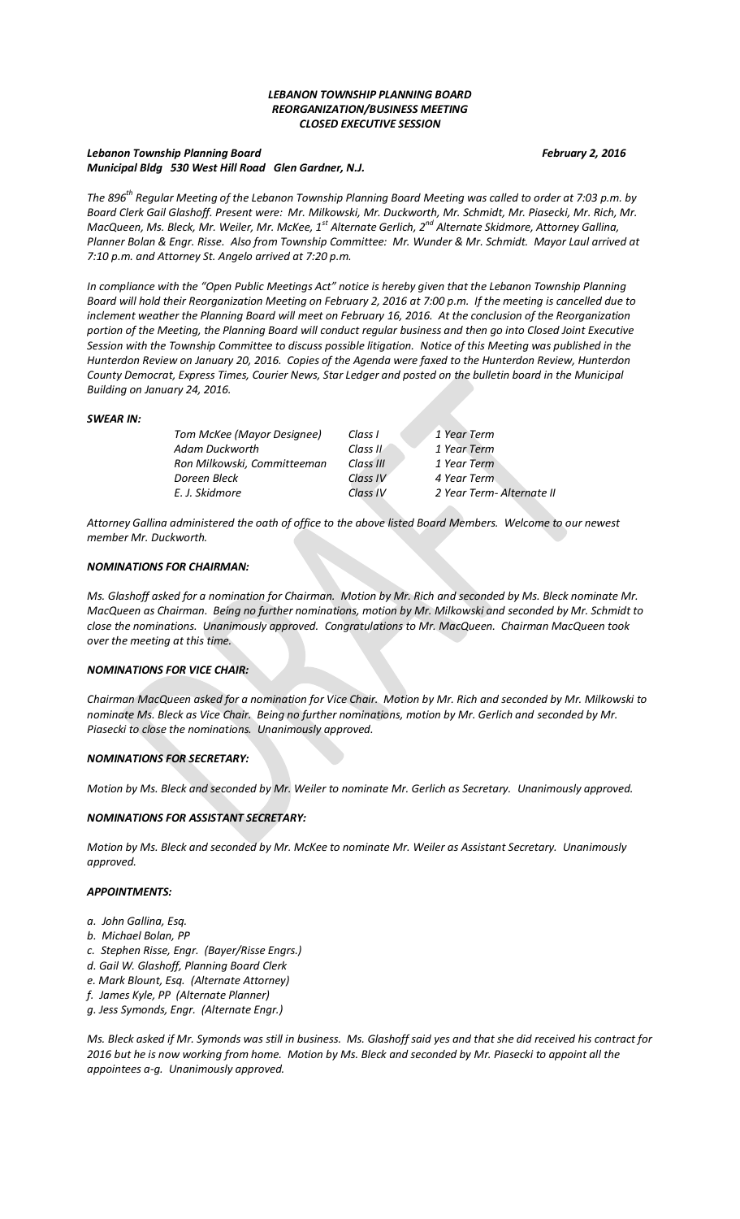***LEBANON TOWNSHIP PLANNING BOARD***
***REORGANIZATION/BUSINESS MEETING***
***CLOSED EXECUTIVE SESSION***

***Lebanon Township Planning Board*** ***February 2, 2016***
***Municipal Bldg 530 West Hill Road Glen Gardner, N.J.***

*The 896th Regular Meeting of the Lebanon Township Planning Board Meeting was called to order at 7:03 p.m. by Board Clerk Gail Glashoff. Present were: Mr. Milkowski, Mr. Duckworth, Mr. Schmidt, Mr. Piasecki, Mr. Rich, Mr. MacQueen, Ms. Bleck, Mr. Weiler, Mr. McKee, 1st Alternate Gerlich, 2nd Alternate Skidmore, Attorney Gallina, Planner Bolan & Engr. Risse. Also from Township Committee: Mr. Wunder & Mr. Schmidt. Mayor Laul arrived at 7:10 p.m. and Attorney St. Angelo arrived at 7:20 p.m.*

*In compliance with the "Open Public Meetings Act" notice is hereby given that the Lebanon Township Planning Board will hold their Reorganization Meeting on February 2, 2016 at 7:00 p.m. If the meeting is cancelled due to inclement weather the Planning Board will meet on February 16, 2016. At the conclusion of the Reorganization portion of the Meeting, the Planning Board will conduct regular business and then go into Closed Joint Executive Session with the Township Committee to discuss possible litigation. Notice of this Meeting was published in the Hunterdon Review on January 20, 2016. Copies of the Agenda were faxed to the Hunterdon Review, Hunterdon County Democrat, Express Times, Courier News, Star Ledger and posted on the bulletin board in the Municipal Building on January 24, 2016.*

***SWEAR IN:***

| | | |
|---|---|---|
| *Tom McKee (Mayor Designee)* | *Class I* | *1 Year Term* |
| *Adam Duckworth* | *Class II* | *1 Year Term* |
| *Ron Milkowski, Committeeman* | *Class III* | *1 Year Term* |
| *Doreen Bleck* | *Class IV* | *4 Year Term* |
| *E. J. Skidmore* | *Class IV* | *2 Year Term- Alternate II* |

*Attorney Gallina administered the oath of office to the above listed Board Members. Welcome to our newest member Mr. Duckworth.*

***NOMINATIONS FOR CHAIRMAN:***

*Ms. Glashoff asked for a nomination for Chairman. Motion by Mr. Rich and seconded by Ms. Bleck nominate Mr. MacQueen as Chairman. Being no further nominations, motion by Mr. Milkowski and seconded by Mr. Schmidt to close the nominations. Unanimously approved. Congratulations to Mr. MacQueen. Chairman MacQueen took over the meeting at this time.*

***NOMINATIONS FOR VICE CHAIR:***

*Chairman MacQueen asked for a nomination for Vice Chair. Motion by Mr. Rich and seconded by Mr. Milkowski to nominate Ms. Bleck as Vice Chair. Being no further nominations, motion by Mr. Gerlich and seconded by Mr. Piasecki to close the nominations. Unanimously approved.*

***NOMINATIONS FOR SECRETARY:***

*Motion by Ms. Bleck and seconded by Mr. Weiler to nominate Mr. Gerlich as Secretary. Unanimously approved.*

***NOMINATIONS FOR ASSISTANT SECRETARY:***

*Motion by Ms. Bleck and seconded by Mr. McKee to nominate Mr. Weiler as Assistant Secretary. Unanimously approved.*

***APPOINTMENTS:***

*a. John Gallina, Esq.*
*b. Michael Bolan, PP*
*c. Stephen Risse, Engr. (Bayer/Risse Engrs.)*
*d. Gail W. Glashoff, Planning Board Clerk*
*e. Mark Blount, Esq. (Alternate Attorney)*
*f. James Kyle, PP (Alternate Planner)*
*g. Jess Symonds, Engr. (Alternate Engr.)*

*Ms. Bleck asked if Mr. Symonds was still in business. Ms. Glashoff said yes and that she did received his contract for 2016 but he is now working from home. Motion by Ms. Bleck and seconded by Mr. Piasecki to appoint all the appointees a-g. Unanimously approved.*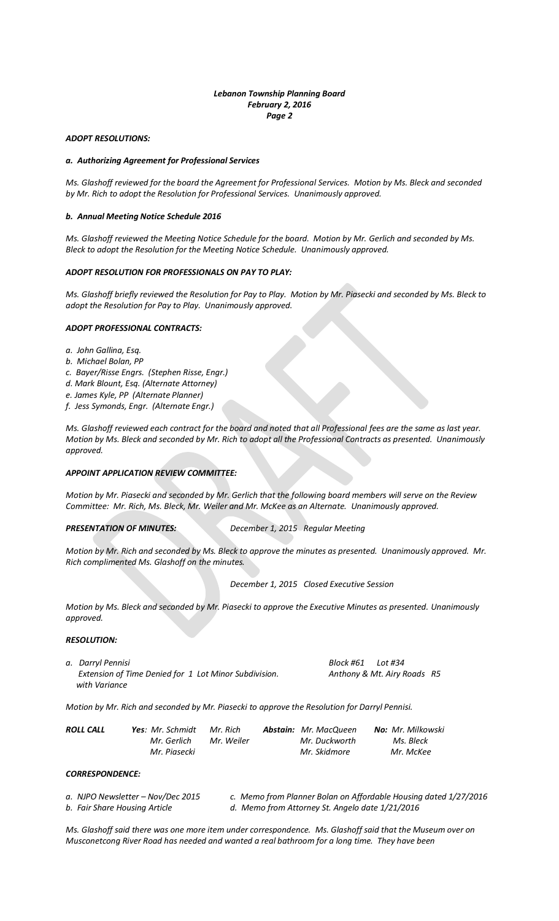*Lebanon Township Planning Board*
*February 2, 2016*

### *ADOPT RESOLUTIONS:*

#### *a. Authorizing Agreement for Professional Services*

*Ms. Glashoff reviewed for the board the Agreement for Professional Services. Motion by Ms. Bleck and seconded by Mr. Rich to adopt the Resolution for Professional Services. Unanimously approved.*

#### *b. Annual Meeting Notice Schedule 2016*

*Ms. Glashoff reviewed the Meeting Notice Schedule for the board. Motion by Mr. Gerlich and seconded by Ms. Bleck to adopt the Resolution for the Meeting Notice Schedule. Unanimously approved.*

### *ADOPT RESOLUTION FOR PROFESSIONALS ON PAY TO PLAY:*

*Ms. Glashoff briefly reviewed the Resolution for Pay to Play. Motion by Mr. Piasecki and seconded by Ms. Bleck to adopt the Resolution for Pay to Play. Unanimously approved.*

### *ADOPT PROFESSIONAL CONTRACTS:*

*a. John Gallina, Esq.*
*b. Michael Bolan, PP*
*c. Bayer/Risse Engrs. (Stephen Risse, Engr.)*
*d. Mark Blount, Esq. (Alternate Attorney)*
*e. James Kyle, PP (Alternate Planner)*
*f. Jess Symonds, Engr. (Alternate Engr.)*

*Ms. Glashoff reviewed each contract for the board and noted that all Professional fees are the same as last year. Motion by Ms. Bleck and seconded by Mr. Rich to adopt all the Professional Contracts as presented. Unanimously approved.*

### *APPOINT APPLICATION REVIEW COMMITTEE:*

*Motion by Mr. Piasecki and seconded by Mr. Gerlich that the following board members will serve on the Review Committee: Mr. Rich, Ms. Bleck, Mr. Weiler and Mr. McKee as an Alternate. Unanimously approved.*

***PRESENTATION OF MINUTES:*** *December 1, 2015 Regular Meeting*

*Motion by Mr. Rich and seconded by Ms. Bleck to approve the minutes as presented. Unanimously approved. Mr. Rich complimented Ms. Glashoff on the minutes.*

*December 1, 2015 Closed Executive Session*

*Motion by Ms. Bleck and seconded by Mr. Piasecki to approve the Executive Minutes as presented. Unanimously approved.*

### *RESOLUTION:*

*a. Darryl Pennisi* — *Block #61 Lot #34*
*Extension of Time Denied for 1 Lot Minor Subdivision. with Variance* — *Anthony & Mt. Airy Roads R5*

*Motion by Mr. Rich and seconded by Mr. Piasecki to approve the Resolution for Darryl Pennisi.*

| ***ROLL CALL*** | ***Yes*** | | ***Abstain*** | ***No*** |
|---|---|---|---|---|
| | *Mr. Schmidt* | *Mr. Rich* | *Mr. MacQueen* | *Mr. Milkowski* |
| | *Mr. Gerlich* | *Mr. Weiler* | *Mr. Duckworth* | *Ms. Bleck* |
| | *Mr. Piasecki* | | *Mr. Skidmore* | *Mr. McKee* |

### *CORRESPONDENCE:*

*a. NJPO Newsletter – Nov/Dec 2015*
*b. Fair Share Housing Article*
*c. Memo from Planner Bolan on Affordable Housing dated 1/27/2016*
*d. Memo from Attorney St. Angelo date 1/21/2016*

*Ms. Glashoff said there was one more item under correspondence. Ms. Glashoff said that the Museum over on Musconetcong River Road has needed and wanted a real bathroom for a long time. They have been*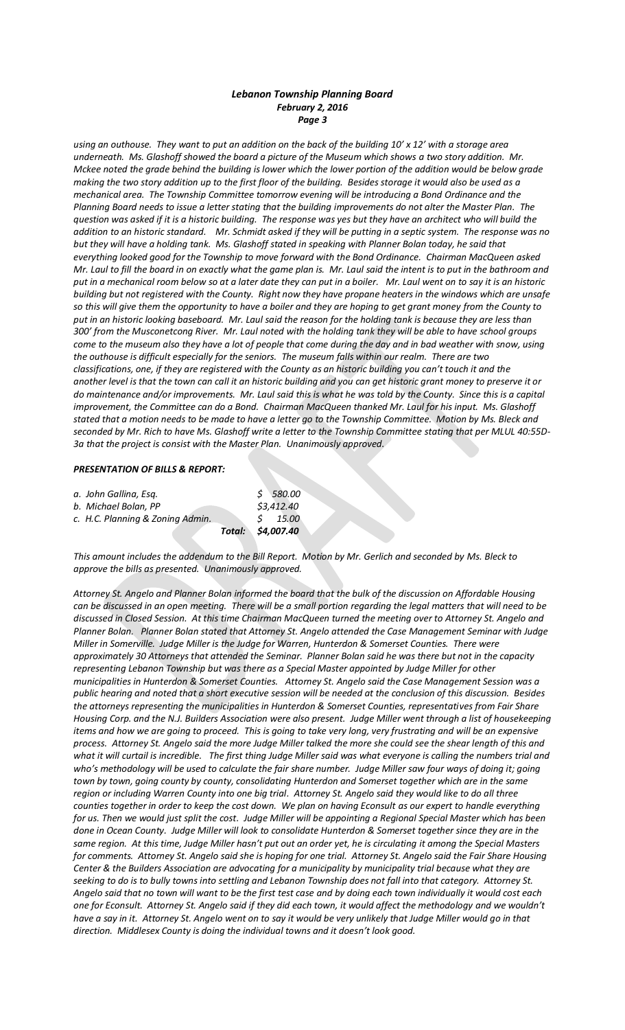*using an outhouse. They want to put an addition on the back of the building 10' x 12' with a storage area underneath. Ms. Glashoff showed the board a picture of the Museum which shows a two story addition. Mr. Mckee noted the grade behind the building is lower which the lower portion of the addition would be below grade making the two story addition up to the first floor of the building. Besides storage it would also be used as a mechanical area. The Township Committee tomorrow evening will be introducing a Bond Ordinance and the Planning Board needs to issue a letter stating that the building improvements do not alter the Master Plan. The question was asked if it is a historic building. The response was yes but they have an architect who will build the addition to an historic standard. Mr. Schmidt asked if they will be putting in a septic system. The response was no but they will have a holding tank. Ms. Glashoff stated in speaking with Planner Bolan today, he said that everything looked good for the Township to move forward with the Bond Ordinance. Chairman MacQueen asked Mr. Laul to fill the board in on exactly what the game plan is. Mr. Laul said the intent is to put in the bathroom and put in a mechanical room below so at a later date they can put in a boiler. Mr. Laul went on to say it is an historic building but not registered with the County. Right now they have propane heaters in the windows which are unsafe so this will give them the opportunity to have a boiler and they are hoping to get grant money from the County to put in an historic looking baseboard. Mr. Laul said the reason for the holding tank is because they are less than 300' from the Musconetcong River. Mr. Laul noted with the holding tank they will be able to have school groups come to the museum also they have a lot of people that come during the day and in bad weather with snow, using the outhouse is difficult especially for the seniors. The museum falls within our realm. There are two classifications, one, if they are registered with the County as an historic building you can't touch it and the another level is that the town can call it an historic building and you can get historic grant money to preserve it or do maintenance and/or improvements. Mr. Laul said this is what he was told by the County. Since this is a capital improvement, the Committee can do a Bond. Chairman MacQueen thanked Mr. Laul for his input. Ms. Glashoff stated that a motion needs to be made to have a letter go to the Township Committee. Motion by Ms. Bleck and seconded by Mr. Rich to have Ms. Glashoff write a letter to the Township Committee stating that per MLUL 40:55D-3a that the project is consist with the Master Plan. Unanimously approved.*

### *PRESENTATION OF BILLS & REPORT:*

| | |
|---|---|
| *a. John Gallina, Esq.* | *$ 580.00* |
| *b. Michael Bolan, PP* | *$3,412.40* |
| *c. H.C. Planning & Zoning Admin.* | *$ 15.00* |
| *Total:* | *$4,007.40* |

*This amount includes the addendum to the Bill Report. Motion by Mr. Gerlich and seconded by Ms. Bleck to approve the bills as presented. Unanimously approved.*

*Attorney St. Angelo and Planner Bolan informed the board that the bulk of the discussion on Affordable Housing can be discussed in an open meeting. There will be a small portion regarding the legal matters that will need to be discussed in Closed Session. At this time Chairman MacQueen turned the meeting over to Attorney St. Angelo and Planner Bolan. Planner Bolan stated that Attorney St. Angelo attended the Case Management Seminar with Judge Miller in Somerville. Judge Miller is the Judge for Warren, Hunterdon & Somerset Counties. There were approximately 30 Attorneys that attended the Seminar. Planner Bolan said he was there but not in the capacity representing Lebanon Township but was there as a Special Master appointed by Judge Miller for other municipalities in Hunterdon & Somerset Counties. Attorney St. Angelo said the Case Management Session was a public hearing and noted that a short executive session will be needed at the conclusion of this discussion. Besides the attorneys representing the municipalities in Hunterdon & Somerset Counties, representatives from Fair Share Housing Corp. and the N.J. Builders Association were also present. Judge Miller went through a list of housekeeping items and how we are going to proceed. This is going to take very long, very frustrating and will be an expensive process. Attorney St. Angelo said the more Judge Miller talked the more she could see the shear length of this and what it will curtail is incredible. The first thing Judge Miller said was what everyone is calling the numbers trial and who's methodology will be used to calculate the fair share number. Judge Miller saw four ways of doing it; going town by town, going county by county, consolidating Hunterdon and Somerset together which are in the same region or including Warren County into one big trial. Attorney St. Angelo said they would like to do all three counties together in order to keep the cost down. We plan on having Econsult as our expert to handle everything for us. Then we would just split the cost. Judge Miller will be appointing a Regional Special Master which has been done in Ocean County. Judge Miller will look to consolidate Hunterdon & Somerset together since they are in the same region. At this time, Judge Miller hasn't put out an order yet, he is circulating it among the Special Masters for comments. Attorney St. Angelo said she is hoping for one trial. Attorney St. Angelo said the Fair Share Housing Center & the Builders Association are advocating for a municipality by municipality trial because what they are seeking to do is to bully towns into settling and Lebanon Township does not fall into that category. Attorney St. Angelo said that no town will want to be the first test case and by doing each town individually it would cost each one for Econsult. Attorney St. Angelo said if they did each town, it would affect the methodology and we wouldn't have a say in it. Attorney St. Angelo went on to say it would be very unlikely that Judge Miller would go in that direction. Middlesex County is doing the individual towns and it doesn't look good.*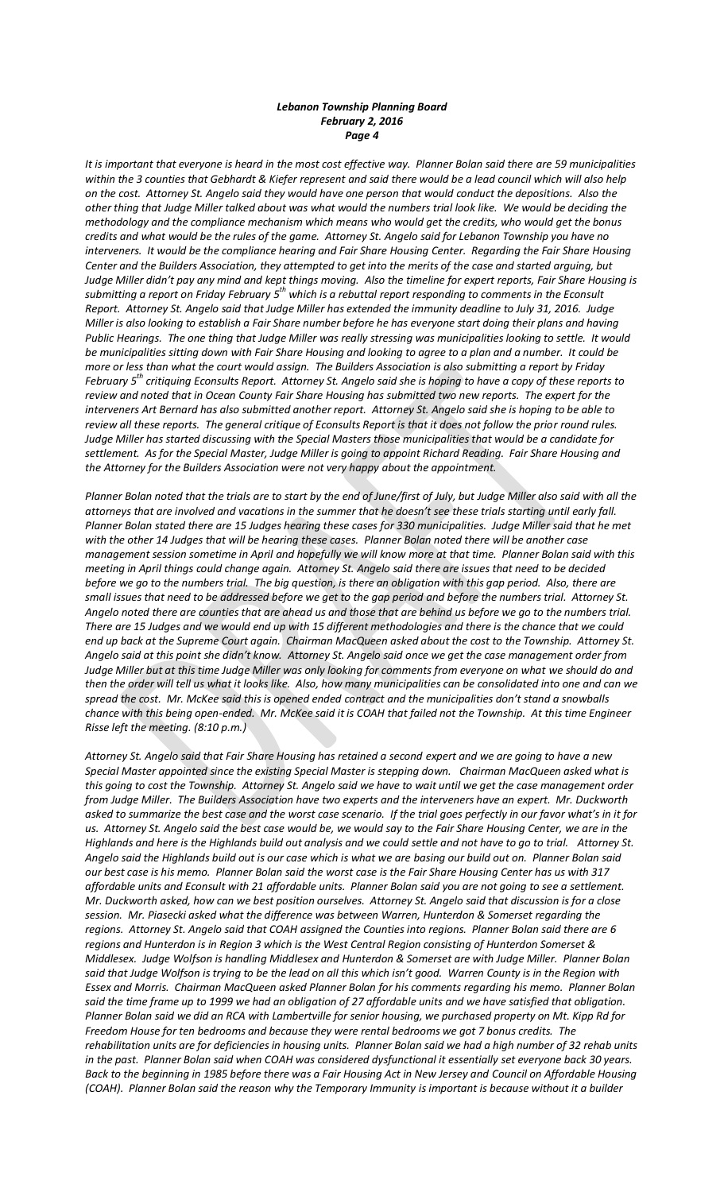*It is important that everyone is heard in the most cost effective way. Planner Bolan said there are 59 municipalities within the 3 counties that Gebhardt & Kiefer represent and said there would be a lead council which will also help on the cost. Attorney St. Angelo said they would have one person that would conduct the depositions. Also the other thing that Judge Miller talked about was what would the numbers trial look like. We would be deciding the methodology and the compliance mechanism which means who would get the credits, who would get the bonus credits and what would be the rules of the game. Attorney St. Angelo said for Lebanon Township you have no interveners. It would be the compliance hearing and Fair Share Housing Center. Regarding the Fair Share Housing Center and the Builders Association, they attempted to get into the merits of the case and started arguing, but Judge Miller didn't pay any mind and kept things moving. Also the timeline for expert reports, Fair Share Housing is submitting a report on Friday February 5th which is a rebuttal report responding to comments in the Econsult Report. Attorney St. Angelo said that Judge Miller has extended the immunity deadline to July 31, 2016. Judge Miller is also looking to establish a Fair Share number before he has everyone start doing their plans and having Public Hearings. The one thing that Judge Miller was really stressing was municipalities looking to settle. It would be municipalities sitting down with Fair Share Housing and looking to agree to a plan and a number. It could be more or less than what the court would assign. The Builders Association is also submitting a report by Friday February 5th critiquing Econsults Report. Attorney St. Angelo said she is hoping to have a copy of these reports to review and noted that in Ocean County Fair Share Housing has submitted two new reports. The expert for the interveners Art Bernard has also submitted another report. Attorney St. Angelo said she is hoping to be able to review all these reports. The general critique of Econsults Report is that it does not follow the prior round rules. Judge Miller has started discussing with the Special Masters those municipalities that would be a candidate for settlement. As for the Special Master, Judge Miller is going to appoint Richard Reading. Fair Share Housing and the Attorney for the Builders Association were not very happy about the appointment.*

*Planner Bolan noted that the trials are to start by the end of June/first of July, but Judge Miller also said with all the attorneys that are involved and vacations in the summer that he doesn't see these trials starting until early fall. Planner Bolan stated there are 15 Judges hearing these cases for 330 municipalities. Judge Miller said that he met with the other 14 Judges that will be hearing these cases. Planner Bolan noted there will be another case management session sometime in April and hopefully we will know more at that time. Planner Bolan said with this meeting in April things could change again. Attorney St. Angelo said there are issues that need to be decided before we go to the numbers trial. The big question, is there an obligation with this gap period. Also, there are small issues that need to be addressed before we get to the gap period and before the numbers trial. Attorney St. Angelo noted there are counties that are ahead us and those that are behind us before we go to the numbers trial. There are 15 Judges and we would end up with 15 different methodologies and there is the chance that we could end up back at the Supreme Court again. Chairman MacQueen asked about the cost to the Township. Attorney St. Angelo said at this point she didn't know. Attorney St. Angelo said once we get the case management order from Judge Miller but at this time Judge Miller was only looking for comments from everyone on what we should do and then the order will tell us what it looks like. Also, how many municipalities can be consolidated into one and can we spread the cost. Mr. McKee said this is opened ended contract and the municipalities don't stand a snowballs chance with this being open-ended. Mr. McKee said it is COAH that failed not the Township. At this time Engineer Risse left the meeting. (8:10 p.m.)*

*Attorney St. Angelo said that Fair Share Housing has retained a second expert and we are going to have a new Special Master appointed since the existing Special Master is stepping down. Chairman MacQueen asked what is this going to cost the Township. Attorney St. Angelo said we have to wait until we get the case management order from Judge Miller. The Builders Association have two experts and the interveners have an expert. Mr. Duckworth asked to summarize the best case and the worst case scenario. If the trial goes perfectly in our favor what's in it for us. Attorney St. Angelo said the best case would be, we would say to the Fair Share Housing Center, we are in the Highlands and here is the Highlands build out analysis and we could settle and not have to go to trial. Attorney St. Angelo said the Highlands build out is our case which is what we are basing our build out on. Planner Bolan said our best case is his memo. Planner Bolan said the worst case is the Fair Share Housing Center has us with 317 affordable units and Econsult with 21 affordable units. Planner Bolan said you are not going to see a settlement. Mr. Duckworth asked, how can we best position ourselves. Attorney St. Angelo said that discussion is for a close session. Mr. Piasecki asked what the difference was between Warren, Hunterdon & Somerset regarding the regions. Attorney St. Angelo said that COAH assigned the Counties into regions. Planner Bolan said there are 6 regions and Hunterdon is in Region 3 which is the West Central Region consisting of Hunterdon Somerset & Middlesex. Judge Wolfson is handling Middlesex and Hunterdon & Somerset are with Judge Miller. Planner Bolan said that Judge Wolfson is trying to be the lead on all this which isn't good. Warren County is in the Region with Essex and Morris. Chairman MacQueen asked Planner Bolan for his comments regarding his memo. Planner Bolan said the time frame up to 1999 we had an obligation of 27 affordable units and we have satisfied that obligation. Planner Bolan said we did an RCA with Lambertville for senior housing, we purchased property on Mt. Kipp Rd for Freedom House for ten bedrooms and because they were rental bedrooms we got 7 bonus credits. The rehabilitation units are for deficiencies in housing units. Planner Bolan said we had a high number of 32 rehab units in the past. Planner Bolan said when COAH was considered dysfunctional it essentially set everyone back 30 years. Back to the beginning in 1985 before there was a Fair Housing Act in New Jersey and Council on Affordable Housing (COAH). Planner Bolan said the reason why the Temporary Immunity is important is because without it a builder*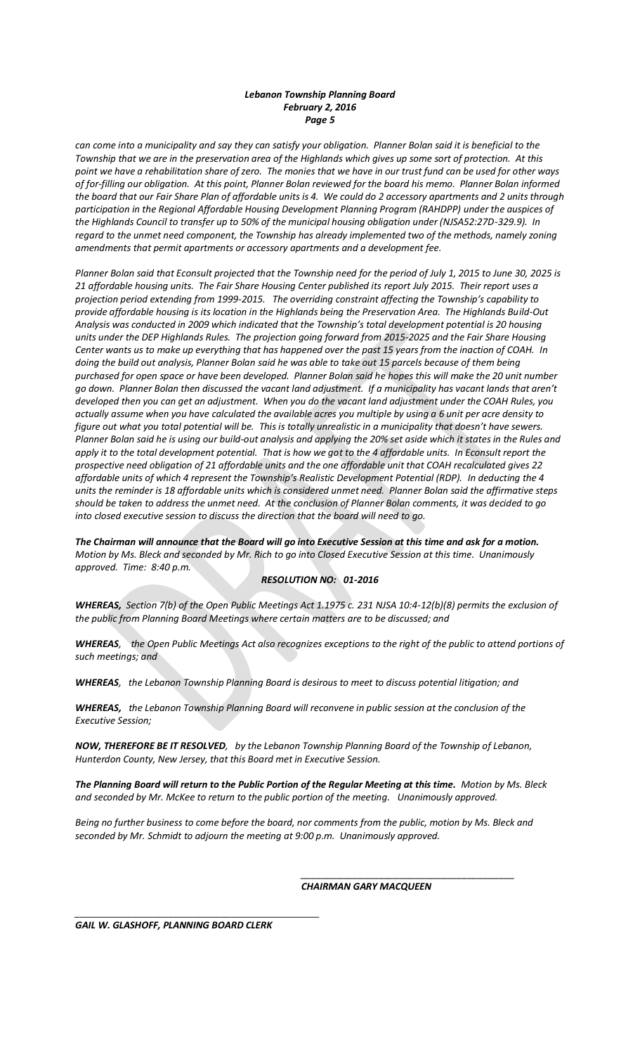*can come into a municipality and say they can satisfy your obligation. Planner Bolan said it is beneficial to the Township that we are in the preservation area of the Highlands which gives up some sort of protection. At this point we have a rehabilitation share of zero. The monies that we have in our trust fund can be used for other ways of for-filling our obligation. At this point, Planner Bolan reviewed for the board his memo. Planner Bolan informed the board that our Fair Share Plan of affordable units is 4. We could do 2 accessory apartments and 2 units through participation in the Regional Affordable Housing Development Planning Program (RAHDPP) under the auspices of the Highlands Council to transfer up to 50% of the municipal housing obligation under (NJSA52:27D-329.9). In regard to the unmet need component, the Township has already implemented two of the methods, namely zoning amendments that permit apartments or accessory apartments and a development fee.*

*Planner Bolan said that Econsult projected that the Township need for the period of July 1, 2015 to June 30, 2025 is 21 affordable housing units. The Fair Share Housing Center published its report July 2015. Their report uses a projection period extending from 1999-2015. The overriding constraint affecting the Township's capability to provide affordable housing is its location in the Highlands being the Preservation Area. The Highlands Build-Out Analysis was conducted in 2009 which indicated that the Township's total development potential is 20 housing units under the DEP Highlands Rules. The projection going forward from 2015-2025 and the Fair Share Housing Center wants us to make up everything that has happened over the past 15 years from the inaction of COAH. In doing the build out analysis, Planner Bolan said he was able to take out 15 parcels because of them being purchased for open space or have been developed. Planner Bolan said he hopes this will make the 20 unit number go down. Planner Bolan then discussed the vacant land adjustment. If a municipality has vacant lands that aren't developed then you can get an adjustment. When you do the vacant land adjustment under the COAH Rules, you actually assume when you have calculated the available acres you multiple by using a 6 unit per acre density to figure out what you total potential will be. This is totally unrealistic in a municipality that doesn't have sewers. Planner Bolan said he is using our build-out analysis and applying the 20% set aside which it states in the Rules and apply it to the total development potential. That is how we got to the 4 affordable units. In Econsult report the prospective need obligation of 21 affordable units and the one affordable unit that COAH recalculated gives 22 affordable units of which 4 represent the Township's Realistic Development Potential (RDP). In deducting the 4 units the reminder is 18 affordable units which is considered unmet need. Planner Bolan said the affirmative steps should be taken to address the unmet need. At the conclusion of Planner Bolan comments, it was decided to go into closed executive session to discuss the direction that the board will need to go.*

***The Chairman will announce that the Board will go into Executive Session at this time and ask for a motion.*** *Motion by Ms. Bleck and seconded by Mr. Rich to go into Closed Executive Session at this time. Unanimously approved. Time: 8:40 p.m.*

***RESOLUTION NO: 01-2016***

***WHEREAS,*** *Section 7(b) of the Open Public Meetings Act 1.1975 c. 231 NJSA 10:4-12(b)(8) permits the exclusion of the public from Planning Board Meetings where certain matters are to be discussed; and*

***WHEREAS****, the Open Public Meetings Act also recognizes exceptions to the right of the public to attend portions of such meetings; and*

***WHEREAS****, the Lebanon Township Planning Board is desirous to meet to discuss potential litigation; and*

***WHEREAS,*** *the Lebanon Township Planning Board will reconvene in public session at the conclusion of the Executive Session;*

***NOW, THEREFORE BE IT RESOLVED****, by the Lebanon Township Planning Board of the Township of Lebanon, Hunterdon County, New Jersey, that this Board met in Executive Session.*

***The Planning Board will return to the Public Portion of the Regular Meeting at this time.*** *Motion by Ms. Bleck and seconded by Mr. McKee to return to the public portion of the meeting. Unanimously approved.*

*Being no further business to come before the board, nor comments from the public, motion by Ms. Bleck and seconded by Mr. Schmidt to adjourn the meeting at 9:00 p.m. Unanimously approved.*

\_\_\_\_\_\_\_\_\_\_\_\_\_\_\_\_\_\_\_\_\_\_\_\_\_\_\_\_\_\_\_\_\_\_\_\_\_\_\_\_

***CHAIRMAN GARY MACQUEEN***

\_\_\_\_\_\_\_\_\_\_\_\_\_\_\_\_\_\_\_\_\_\_\_\_\_\_\_\_\_\_\_\_\_\_\_\_\_\_\_\_

***GAIL W. GLASHOFF, PLANNING BOARD CLERK***